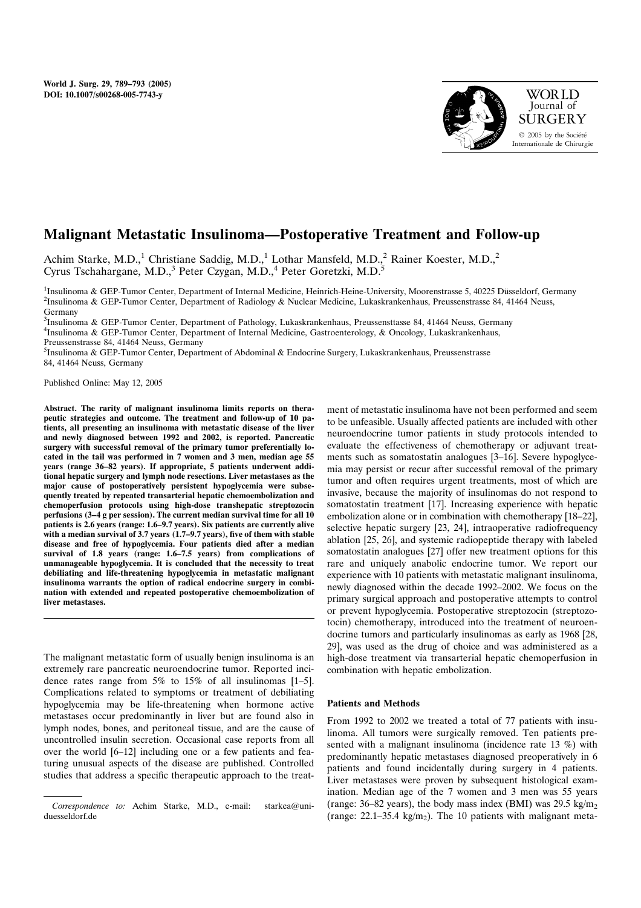World J. Surg. 29, 789–793 (2005)
DOI: 10.1007/s00268-005-7743-y

# Malignant Metastatic Insulinoma—Postoperative Treatment and Follow-up

Achim Starke, M.D.,[1] Christiane Saddig, M.D.,[1] Lothar Mansfeld, M.D.,[2] Rainer Koester, M.D.,[2] Cyrus Tschahargane, M.D.,[3] Peter Czygan, M.D.,[4] Peter Goretzki, M.D.[5]

[1]Insulinoma & GEP-Tumor Center, Department of Internal Medicine, Heinrich-Heine-University, Moorenstrasse 5, 40225 Düsseldorf, Germany
[2]Insulinoma & GEP-Tumor Center, Department of Radiology & Nuclear Medicine, Lukaskrankenhaus, Preussenstrasse 84, 41464 Neuss, Germany
[3]Insulinoma & GEP-Tumor Center, Department of Pathology, Lukaskrankenhaus, Preussensttasse 84, 41464 Neuss, Germany
[4]Insulinoma & GEP-Tumor Center, Department of Internal Medicine, Gastroenterology, & Oncology, Lukaskrankenhaus, Preussenstrasse 84, 41464 Neuss, Germany
[5]Insulinoma & GEP-Tumor Center, Department of Abdominal & Endocrine Surgery, Lukaskrankenhaus, Preussenstrasse 84, 41464 Neuss, Germany

Published Online: May 12, 2005

**Abstract. The rarity of malignant insulinoma limits reports on therapeutic strategies and outcome. The treatment and follow-up of 10 patients, all presenting an insulinoma with metastatic disease of the liver and newly diagnosed between 1992 and 2002, is reported. Pancreatic surgery with successful removal of the primary tumor preferentially located in the tail was performed in 7 women and 3 men, median age 55 years (range 36–82 years). If appropriate, 5 patients underwent additional hepatic surgery and lymph node resections. Liver metastases as the major cause of postoperatively persistent hypoglycemia were subsequently treated by repeated transarterial hepatic chemoembolization and chemoperfusion protocols using high-dose transhepatic streptozocin perfusions (3–4 g per session). The current median survival time for all 10 patients is 2.6 years (range: 1.6–9.7 years). Six patients are currently alive with a median survival of 3.7 years (1.7–9.7 years), five of them with stable disease and free of hypoglycemia. Four patients died after a median survival of 1.8 years (range: 1.6–7.5 years) from complications of unmanageable hypoglycemia. It is concluded that the necessity to treat debiliating and life-threatening hypoglycemia in metastatic malignant insulinoma warrants the option of radical endocrine surgery in combination with extended and repeated postoperative chemoembolization of liver metastases.**

The malignant metastatic form of usually benign insulinoma is an extremely rare pancreatic neuroendocrine tumor. Reported incidence rates range from 5% to 15% of all insulinomas [1–5]. Complications related to symptoms or treatment of debiliating hypoglycemia may be life-threatening when hormone active metastases occur predominantly in liver but are found also in lymph nodes, bones, and peritoneal tissue, and are the cause of uncontrolled insulin secretion. Occasional case reports from all over the world [6–12] including one or a few patients and featuring unusual aspects of the disease are published. Controlled studies that address a specific therapeutic approach to the treatment of metastatic insulinoma have not been performed and seem to be unfeasible. Usually affected patients are included with other neuroendocrine tumor patients in study protocols intended to evaluate the effectiveness of chemotherapy or adjuvant treatments such as somatostatin analogues [3–16]. Severe hypoglycemia may persist or recur after successful removal of the primary tumor and often requires urgent treatments, most of which are invasive, because the majority of insulinomas do not respond to somatostatin treatment [17]. Increasing experience with hepatic embolization alone or in combination with chemotherapy [18–22], selective hepatic surgery [23, 24], intraoperative radiofrequency ablation [25, 26], and systemic radiopeptide therapy with labeled somatostatin analogues [27] offer new treatment options for this rare and uniquely anabolic endocrine tumor. We report our experience with 10 patients with metastatic malignant insulinoma, newly diagnosed within the decade 1992–2002. We focus on the primary surgical approach and postoperative attempts to control or prevent hypoglycemia. Postoperative streptozocin (streptozotocin) chemotherapy, introduced into the treatment of neuroendocrine tumors and particularly insulinomas as early as 1968 [28, 29], was used as the drug of choice and was administered as a high-dose treatment via transarterial hepatic chemoperfusion in combination with hepatic embolization.

*Correspondence to:* Achim Starke, M.D., e-mail: starkea@uni-duesseldorf.de

## Patients and Methods

From 1992 to 2002 we treated a total of 77 patients with insulinoma. All tumors were surgically removed. Ten patients presented with a malignant insulinoma (incidence rate 13 %) with predominantly hepatic metastases diagnosed preoperatively in 6 patients and found incidentally during surgery in 4 patients. Liver metastases were proven by subsequent histological examination. Median age of the 7 women and 3 men was 55 years (range: 36–82 years), the body mass index (BMI) was 29.5 kg/$m_2$ (range: 22.1–35.4 kg/$m_2$). The 10 patients with malignant meta-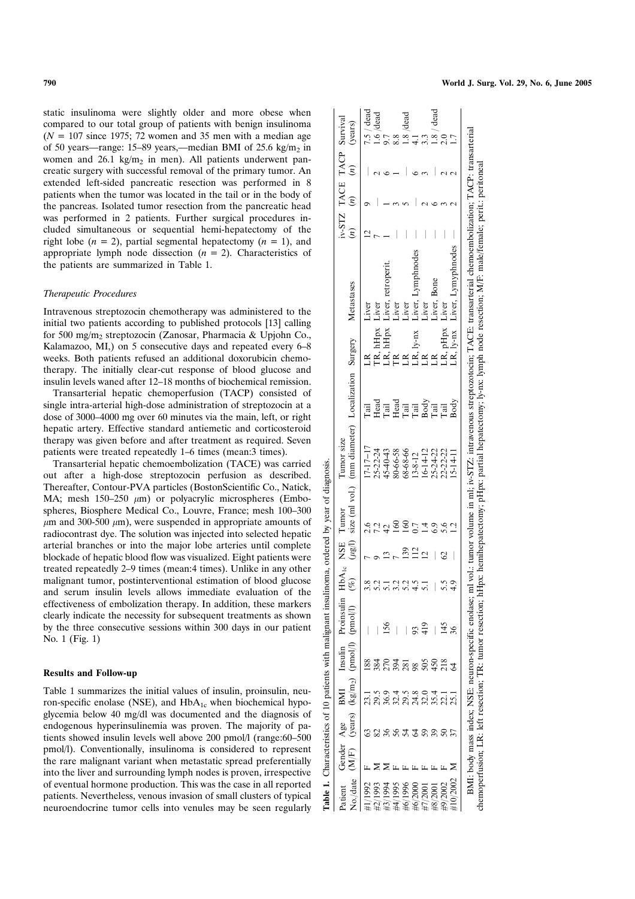static insulinoma were slightly older and more obese when compared to our total group of patients with benign insulinoma ($N$ = 107 since 1975; 72 women and 35 men with a median age of 50 years—range: 15–89 years,—median BMI of 25.6 kg/$m_2$ in women and 26.1 kg/$m_2$ in men). All patients underwent pancreatic surgery with successful removal of the primary tumor. An extended left-sided pancreatic resection was performed in 8 patients when the tumor was located in the tail or in the body of the pancreas. Isolated tumor resection from the pancreatic head was performed in 2 patients. Further surgical procedures included simultaneous or sequential hemi-hepatectomy of the right lobe ($n$ = 2), partial segmental hepatectomy ($n$ = 1), and appropriate lymph node dissection ($n$ = 2). Characteristics of the patients are summarized in Table 1.

*Therapeutic Procedures*

Intravenous streptozocin chemotherapy was administered to the initial two patients according to published protocols [13] calling for 500 mg/$m_2$ streptozocin (Zanosar, Pharmacia & Upjohn Co., Kalamazoo, MI,) on 5 consecutive days and repeated every 6–8 weeks. Both patients refused an additional doxorubicin chemotherapy. The initially clear-cut response of blood glucose and insulin levels waned after 12–18 months of biochemical remission.

Transarterial hepatic chemoperfusion (TACP) consisted of single intra-arterial high-dose administration of streptozocin at a dose of 3000–4000 mg over 60 minutes via the main, left, or right hepatic artery. Effective standard antiemetic and corticosteroid therapy was given before and after treatment as required. Seven patients were treated repeatedly 1–6 times (mean:3 times).

Transarterial hepatic chemoembolization (TACE) was carried out after a high-dose streptozocin perfusion as described. Thereafter, Contour-PVA particles (BostonScientific Co., Natick, MA; mesh 150–250 $\mu$m) or polyacrylic microspheres (Embospheres, Biosphere Medical Co., Louvre, France; mesh 100–300 $\mu$m and 300-500 $\mu$m), were suspended in appropriate amounts of radiocontrast dye. The solution was injected into selected hepatic arterial branches or into the major lobe arteries until complete blockade of hepatic blood flow was visualized. Eight patients were treated repeatedly 2–9 times (mean:4 times). Unlike in any other malignant tumor, postinterventional estimation of blood glucose and serum insulin levels allows immediate evaluation of the effectiveness of embolization therapy. In addition, these markers clearly indicate the necessity for subsequent treatments as shown by the three consecutive sessions within 300 days in our patient No. 1 (Fig. 1)

## Results and Follow-up

Table 1 summarizes the initial values of insulin, proinsulin, neuron-specific enolase (NSE), and $HbA_{1c}$ when biochemical hypoglycemia below 40 mg/dl was documented and the diagnosis of endogenous hyperinsulinemia was proven. The majority of patients showed insulin levels well above 200 pmol/l (range:60–500 pmol/l). Conventionally, insulinoma is considered to represent the rare malignant variant when metastatic spread preferentially into the liver and surrounding lymph nodes is proven, irrespective of eventual hormone production. This was the case in all reported patients. Nevertheless, venous invasion of small clusters of typical neuroendocrine tumor cells into venules may be seen regularly

**Table 1.** Characteristics of 10 patients with malignant insulinoma, ordered by year of diagnosis.

| Patient No./date | Gender (M/F) | Age (years) | BMI (kg/$m_2$) | Insulin (pmol/l) | Proinsulin (pmol/l) | $HbA_{1c}$ (%) | NSE ($\mu$g/l) | Tumor size (ml vol.) | Tumor size (mm diameter) | Localization | Surgery | Metastases | iv-STZ ($n$) | TACE ($n$) | TACP ($n$) | Survival (years) |
|---|---|---|---|---|---|---|---|---|---|---|---|---|---|---|---|---|
| #1/1992 | F | 63 | 23.1 | 188 | — | 3.8 | 7 | 2.6 | 17-17-17 | Tail | LR | Liver | 12 | 9 | — | 7.5 / dead |
| #2/1993 | M | 82 | 29.5 | 384 | — | 5.2 | 9 | 7.2 | 25-22-24 | Head | TR, hHpx | Liver | 7 | — | 2 | 1.6 /dead |
| #3/1994 | M | 36 | 36.9 | 270 | 156 | 5.1 | 13 | 42 | 45-40-43 | Tail | LR, hHpx | Liver, retroperit. | 1 | 1 | 6 | 9.7 |
| #4/1995 | F | 56 | 32.4 | 394 | — | 3.2 | 7 | 160 | 80-66-58 | Head | TR | Liver | — | 3 | 1 | 8.8 |
| #6/1996 | F | 54 | 29.5 | 281 | — | 5.2 | 139 | 160 | 68-68-66 | Tail | LR | Liver | — | 5 | — | 1.8 /dead |
| #6/2000 | F | 64 | 24.8 | 98 | 93 | 4.5 | 112 | 0.7 | 13-8-12 | Tail | LR, ly-nx | Liver, Lymphnodes | — | — | 6 | 4.1 |
| #7/2001 | F | 59 | 32.0 | 505 | 419 | 5.1 | 12 | 1.4 | 16-14-12 | Body | LR | Liver | — | 2 | 3 | 3.3 |
| #8/2001 | F | 39 | 35.4 | 450 | — | — | — | 6.9 | 25-24-22 | Tail | LR | Liver, Bone | — | 6 | — | 1.8 / dead |
| #9/2002 | F | 50 | 22.1 | 218 | 145 | 5.5 | 62 | 5.6 | 22-22-22 | Tail | LR, pHpx | Liver | — | 3 | 2 | 2.0 |
| #10/2002 | M | 37 | 25.1 | 64 | 36 | 4.9 | — | 1.2 | 15-14-11 | Body | LR, ly-nx | Liver, Lymphnodes | — | 2 | 2 | 1.7 |

BMI: body mass index; NSE: neuron-specific enolase; ml vol.: tumor volume in ml; iv-STZ: intravenous streptozocin; TACE: transarterial chemoembolization; TACP: transarterial chemoperfusion; LR: left resection; TR: tumor resection; hHpx: hemihepatectomy; pHpx: partial hepatectomy; ly-nx: lymph node resection; M/F: male/female; perit.: peritoneal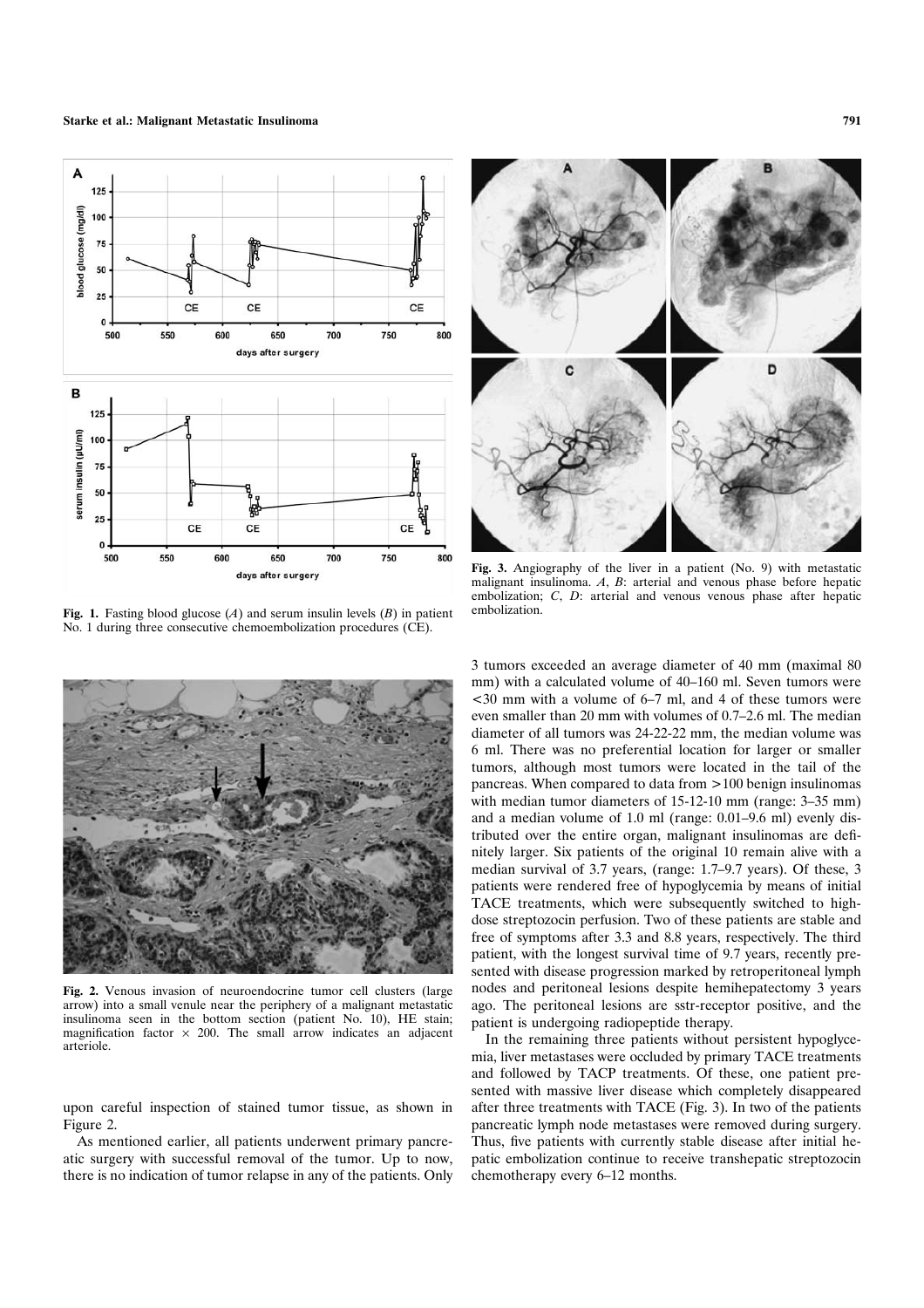**Fig. 1.** Fasting blood glucose (*A*) and serum insulin levels (*B*) in patient No. 1 during three consecutive chemoembolization procedures (CE).

**Fig. 2.** Venous invasion of neuroendocrine tumor cell clusters (large arrow) into a small venule near the periphery of a malignant metastatic insulinoma seen in the bottom section (patient No. 10), HE stain; magnification factor × 200. The small arrow indicates an adjacent arteriole.

upon careful inspection of stained tumor tissue, as shown in Figure 2.

As mentioned earlier, all patients underwent primary pancreatic surgery with successful removal of the tumor. Up to now, there is no indication of tumor relapse in any of the patients. Only 3 tumors exceeded an average diameter of 40 mm (maximal 80 mm) with a calculated volume of 40–160 ml. Seven tumors were <30 mm with a volume of 6–7 ml, and 4 of these tumors were even smaller than 20 mm with volumes of 0.7–2.6 ml. The median diameter of all tumors was 24-22-22 mm, the median volume was 6 ml. There was no preferential location for larger or smaller tumors, although most tumors were located in the tail of the pancreas. When compared to data from >100 benign insulinomas with median tumor diameters of 15-12-10 mm (range: 3–35 mm) and a median volume of 1.0 ml (range: 0.01–9.6 ml) evenly distributed over the entire organ, malignant insulinomas are definitely larger. Six patients of the original 10 remain alive with a median survival of 3.7 years, (range: 1.7–9.7 years). Of these, 3 patients were rendered free of hypoglycemia by means of initial TACE treatments, which were subsequently switched to high-dose streptozocin perfusion. Two of these patients are stable and free of symptoms after 3.3 and 8.8 years, respectively. The third patient, with the longest survival time of 9.7 years, recently presented with disease progression marked by retroperitoneal lymph nodes and peritoneal lesions despite hemihepatectomy 3 years ago. The peritoneal lesions are sstr-receptor positive, and the patient is undergoing radiopeptide therapy.

In the remaining three patients without persistent hypoglycemia, liver metastases were occluded by primary TACE treatments and followed by TACP treatments. Of these, one patient presented with massive liver disease which completely disappeared after three treatments with TACE (Fig. 3). In two of the patients pancreatic lymph node metastases were removed during surgery. Thus, five patients with currently stable disease after initial hepatic embolization continue to receive transhepatic streptozocin chemotherapy every 6–12 months.

**Fig. 3.** Angiography of the liver in a patient (No. 9) with metastatic malignant insulinoma. *A*, *B*: arterial and venous phase before hepatic embolization; *C*, *D*: arterial and venous venous phase after hepatic embolization.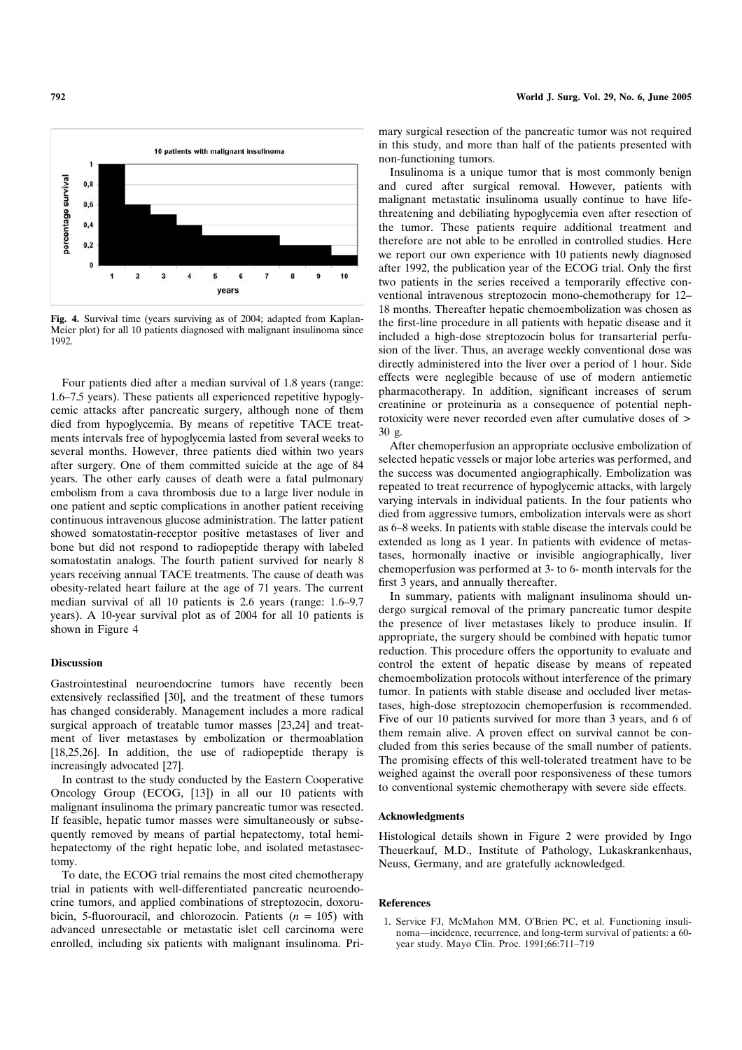Fig. 4. Survival time (years surviving as of 2004; adapted from Kaplan-Meier plot) for all 10 patients diagnosed with malignant insulinoma since 1992.

Four patients died after a median survival of 1.8 years (range: 1.6–7.5 years). These patients all experienced repetitive hypoglycemic attacks after pancreatic surgery, although none of them died from hypoglycemia. By means of repetitive TACE treatments intervals free of hypoglycemia lasted from several weeks to several months. However, three patients died within two years after surgery. One of them committed suicide at the age of 84 years. The other early causes of death were a fatal pulmonary embolism from a cava thrombosis due to a large liver nodule in one patient and septic complications in another patient receiving continuous intravenous glucose administration. The latter patient showed somatostatin-receptor positive metastases of liver and bone but did not respond to radiopeptide therapy with labeled somatostatin analogs. The fourth patient survived for nearly 8 years receiving annual TACE treatments. The cause of death was obesity-related heart failure at the age of 71 years. The current median survival of all 10 patients is 2.6 years (range: 1.6–9.7 years). A 10-year survival plot as of 2004 for all 10 patients is shown in Figure 4

## Discussion

Gastrointestinal neuroendocrine tumors have recently been extensively reclassified [30], and the treatment of these tumors has changed considerably. Management includes a more radical surgical approach of treatable tumor masses [23,24] and treatment of liver metastases by embolization or thermoablation [18,25,26]. In addition, the use of radiopeptide therapy is increasingly advocated [27].

In contrast to the study conducted by the Eastern Cooperative Oncology Group (ECOG, [13]) in all our 10 patients with malignant insulinoma the primary pancreatic tumor was resected. If feasible, hepatic tumor masses were simultaneously or subsequently removed by means of partial hepatectomy, total hemihepatectomy of the right hepatic lobe, and isolated metastasectomy.

To date, the ECOG trial remains the most cited chemotherapy trial in patients with well-differentiated pancreatic neuroendocrine tumors, and applied combinations of streptozocin, doxorubicin, 5-fluorouracil, and chlorozocin. Patients ($n$ = 105) with advanced unresectable or metastatic islet cell carcinoma were enrolled, including six patients with malignant insulinoma. Primary surgical resection of the pancreatic tumor was not required in this study, and more than half of the patients presented with non-functioning tumors.

Insulinoma is a unique tumor that is most commonly benign and cured after surgical removal. However, patients with malignant metastatic insulinoma usually continue to have life-threatening and debiliating hypoglycemia even after resection of the tumor. These patients require additional treatment and therefore are not able to be enrolled in controlled studies. Here we report our own experience with 10 patients newly diagnosed after 1992, the publication year of the ECOG trial. Only the first two patients in the series received a temporarily effective conventional intravenous streptozocin mono-chemotherapy for 12–18 months. Thereafter hepatic chemoembolization was chosen as the first-line procedure in all patients with hepatic disease and it included a high-dose streptozocin bolus for transarterial perfusion of the liver. Thus, an average weekly conventional dose was directly administered into the liver over a period of 1 hour. Side effects were neglegible because of use of modern antiemetic pharmacotherapy. In addition, significant increases of serum creatinine or proteinuria as a consequence of potential nephrotoxicity were never recorded even after cumulative doses of > 30 g.

After chemoperfusion an appropriate occlusive embolization of selected hepatic vessels or major lobe arteries was performed, and the success was documented angiographically. Embolization was repeated to treat recurrence of hypoglycemic attacks, with largely varying intervals in individual patients. In the four patients who died from aggressive tumors, embolization intervals were as short as 6–8 weeks. In patients with stable disease the intervals could be extended as long as 1 year. In patients with evidence of metastases, hormonally inactive or invisible angiographically, liver chemoperfusion was performed at 3- to 6- month intervals for the first 3 years, and annually thereafter.

In summary, patients with malignant insulinoma should undergo surgical removal of the primary pancreatic tumor despite the presence of liver metastases likely to produce insulin. If appropriate, the surgery should be combined with hepatic tumor reduction. This procedure offers the opportunity to evaluate and control the extent of hepatic disease by means of repeated chemoembolization protocols without interference of the primary tumor. In patients with stable disease and occluded liver metastases, high-dose streptozocin chemoperfusion is recommended. Five of our 10 patients survived for more than 3 years, and 6 of them remain alive. A proven effect on survival cannot be concluded from this series because of the small number of patients. The promising effects of this well-tolerated treatment have to be weighed against the overall poor responsiveness of these tumors to conventional systemic chemotherapy with severe side effects.

## Acknowledgments

Histological details shown in Figure 2 were provided by Ingo Theuerkauf, M.D., Institute of Pathology, Lukaskrankenhaus, Neuss, Germany, and are gratefully acknowledged.

## References

1. Service FJ, McMahon MM, O'Brien PC, et al. Functioning insulinoma—incidence, recurrence, and long-term survival of patients: a 60-year study. Mayo Clin. Proc. 1991;66:711–719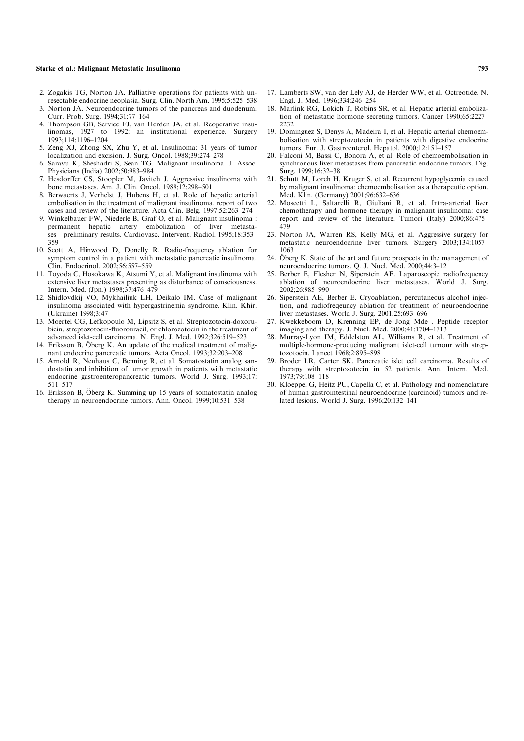2. Zogakis TG, Norton JA. Palliative operations for patients with unresectable endocrine neoplasia. Surg. Clin. North Am. 1995;5:525–538
3. Norton JA. Neuroendocrine tumors of the pancreas and duodenum. Curr. Prob. Surg. 1994;31:77–164
4. Thompson GB, Service FJ, van Herden JA, et al. Reoperative insulinomas, 1927 to 1992: an institutional experience. Surgery 1993;114:1196–1204
5. Zeng XJ, Zhong SX, Zhu Y, et al. Insulinoma: 31 years of tumor localization and excision. J. Surg. Oncol. 1988;39:274–278
6. Saravu K, Sheshadri S, Sean TG. Malignant insulinoma. J. Assoc. Physicians (India) 2002;50:983–984
7. Hesdorffer CS, Stoopler M, Javitch J. Aggressive insulinoma with bone metastases. Am. J. Clin. Oncol. 1989;12:298–501
8. Berwaerts J, Verhelst J, Hubens H, et al. Role of hepatic arterial embolisation in the treatment of malignant insulinoma. report of two cases and review of the literature. Acta Clin. Belg. 1997;52:263–274
9. Winkelbauer FW, Niederle B, Graf O, et al. Malignant insulinoma : permanent hepatic artery embolization of liver metastases—preliminary results. Cardiovasc. Intervent. Radiol. 1995;18:353–359
10. Scott A, Hinwood D, Donelly R. Radio-frequency ablation for symptom control in a patient with metastatic pancreatic insulinoma. Clin. Endocrinol. 2002;56:557–559
11. Toyoda C, Hosokawa K, Atsumi Y, et al. Malignant insulinoma with extensive liver metastases presenting as disturbance of consciousness. Intern. Med. (Jpn.) 1998;37:476–479
12. Shidlovdkij VO, Mykhailiuk LH, Deikalo IM. Case of malignant insulinoma associated with hypergastrinemia syndrome. Klin. Khir. (Ukraine) 1998;3:47
13. Moertel CG, Lefkopoulo M, Lipsitz S, et al. Streptozotocin-doxorubicin, streptozotocin-fluorouracil, or chlorozotocin in the treatment of advanced islet-cell carcinoma. N. Engl. J. Med. 1992;326:519–523
14. Eriksson B, Öberg K. An update of the medical treatment of malignant endocrine pancreatic tumors. Acta Oncol. 1993;32:203–208
15. Arnold R, Neuhaus C, Benning R, et al. Somatostatin analog sandostatin and inhibition of tumor growth in patients with metastatic endocrine gastroenteropancreatic tumors. World J. Surg. 1993;17: 511–517
16. Eriksson B, Öberg K. Summing up 15 years of somatostatin analog therapy in neuroendocrine tumors. Ann. Oncol. 1999;10:531–538
17. Lamberts SW, van der Lely AJ, de Herder WW, et al. Octreotide. N. Engl. J. Med. 1996;334:246–254
18. Marlink RG, Lokich T, Robins SR, et al. Hepatic arterial embolization of metastatic hormone secreting tumors. Cancer 1990;65:2227–2232
19. Dominguez S, Denys A, Madeira I, et al. Hepatic arterial chemoembolisation with streptozotocin in patients with digestive endocrine tumors. Eur. J. Gastroenterol. Hepatol. 2000;12:151–157
20. Falconi M, Bassi C, Bonora A, et al. Role of chemoembolisation in synchronous liver metastases from pancreatic endocrine tumors. Dig. Surg. 1999;16:32–38
21. Schutt M, Lorch H, Kruger S, et al. Recurrent hypoglycemia caused by malignant insulinoma: chemoembolisation as a therapeutic option. Med. Klin. (Germany) 2001;96:632–636
22. Moscetti L, Saltarelli R, Giuliani R, et al. Intra-arterial liver chemotherapy and hormone therapy in malignant insulinoma: case report and review of the literature. Tumori (Italy) 2000;86:475–479
23. Norton JA, Warren RS, Kelly MG, et al. Aggressive surgery for metastatic neuroendocrine liver tumors. Surgery 2003;134:1057–1063
24. Öberg K. State of the art and future prospects in the management of neuroendocrine tumors. Q. J. Nucl. Med. 2000;44:3–12
25. Berber E, Flesher N, Siperstein AE. Laparoscopic radiofrequency ablation of neuroendocrine liver metastases. World J. Surg. 2002;26:985–990
26. Siperstein AE, Berber E. Cryoablation, percutaneous alcohol injection, and radiofrequency ablation for treatment of neuroendocrine liver metastases. World J. Surg. 2001;25:693–696
27. Kwekkeboom D, Krenning EP, de Jong Mde . Peptide receptor imaging and therapy. J. Nucl. Med. 2000;41:1704–1713
28. Murray-Lyon IM, Eddelston AL, Williams R, et al. Treatment of multiple-hormone-producing malignant islet-cell tumour with streptozotocin. Lancet 1968;2:895–898
29. Broder LR, Carter SK. Pancreatic islet cell carcinoma. Results of therapy with streptozotocin in 52 patients. Ann. Intern. Med. 1973;79:108–118
30. Kloeppel G, Heitz PU, Capella C, et al. Pathology and nomenclature of human gastrointestinal neuroendocrine (carcinoid) tumors and related lesions. World J. Surg. 1996;20:132–141